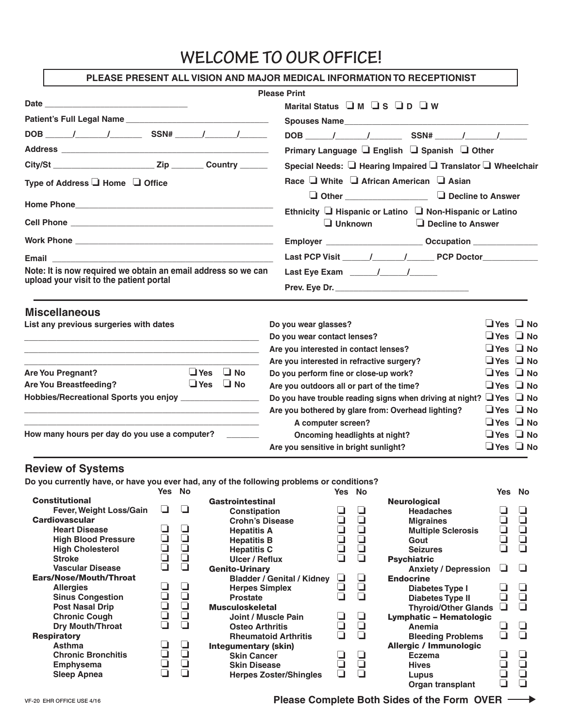# WELCOME TO OUR OFFICE!

**PLEASE PRESENT ALL VISION AND MAJOR MEDICAL INFORMATION TO RECEPTIONIST**

**Please Print**

Date ______________________________

Patient's Full Legal Name ______________________________

DOB _____/_____/______ SSN# _____/_____/_____

Address ______________________________

City/St ____________________ Zip _______ Country ______

Type of Address ❑ Home ❑ Office

Home Phone ______________________________

Cell Phone ______________________________

Work Phone ______________________________

Email ______________________________

Note: It is now required we obtain an email address so we can upload your visit to the patient portal

Marital Status ❑ M ❑ S ❑ D ❑ W

Spouses Name ______________________________

DOB _____/_____/______ SSN# _____/_____/_____

Primary Language ❑ English ❑ Spanish ❑ Other

Special Needs: ❑ Hearing Impaired ❑ Translator ❑ Wheelchair

Race ❑ White ❑ African American ❑ Asian ❑ Other ________________ ❑ Decline to Answer

Ethnicity ❑ Hispanic or Latino ❑ Non-Hispanic or Latino ❑ Unknown ❑ Decline to Answer

Employer ____________________ Occupation ______________

Last PCP Visit _____/_____/_____ PCP Doctor ____________

Last Eye Exam _____/_____/_____

Prev. Eye Dr. ______________________________

## Miscellaneous

List any previous surgeries with dates

______________________________

______________________________

______________________________

Are You Pregnant? ❑ Yes ❑ No

Are You Breastfeeding? ❑ Yes ❑ No

Hobbies/Recreational Sports you enjoy ________________

______________________________

______________________________

How many hours per day do you use a computer? _______

| Question | Yes | No |
|---|---|---|
| Do you wear glasses? | ❑ | ❑ |
| Do you wear contact lenses? | ❑ | ❑ |
| Are you interested in contact lenses? | ❑ | ❑ |
| Are you interested in refractive surgery? | ❑ | ❑ |
| Do you perform fine or close-up work? | ❑ | ❑ |
| Are you outdoors all or part of the time? | ❑ | ❑ |
| Do you have trouble reading signs when driving at night? | ❑ | ❑ |
| Are you bothered by glare from: Overhead lighting? | ❑ | ❑ |
| A computer screen? | ❑ | ❑ |
| Oncoming headlights at night? | ❑ | ❑ |
| Are you sensitive in bright sunlight? | ❑ | ❑ |

## Review of Systems

**Do you currently have, or have you ever had, any of the following problems or conditions?**

| Condition | Yes | No |
|---|---|---|
| **Constitutional** | | |
| Fever, Weight Loss/Gain | ❑ | ❑ |
| **Cardiovascular** | | |
| Heart Disease | ❑ | ❑ |
| High Blood Pressure | ❑ | ❑ |
| High Cholesterol | ❑ | ❑ |
| Stroke | ❑ | ❑ |
| Vascular Disease | ❑ | ❑ |
| **Ears/Nose/Mouth/Throat** | | |
| Allergies | ❑ | ❑ |
| Sinus Congestion | ❑ | ❑ |
| Post Nasal Drip | ❑ | ❑ |
| Chronic Cough | ❑ | ❑ |
| Dry Mouth/Throat | ❑ | ❑ |
| **Respiratory** | | |
| Asthma | ❑ | ❑ |
| Chronic Bronchitis | ❑ | ❑ |
| Emphysema | ❑ | ❑ |
| Sleep Apnea | ❑ | ❑ |
| **Gastrointestinal** | | |
| Constipation | ❑ | ❑ |
| Crohn's Disease | ❑ | ❑ |
| Hepatitis A | ❑ | ❑ |
| Hepatitis B | ❑ | ❑ |
| Hepatitis C | ❑ | ❑ |
| Ulcer / Reflux | ❑ | ❑ |
| **Genito-Urinary** | | |
| Bladder / Genital / Kidney | ❑ | ❑ |
| Herpes Simplex | ❑ | ❑ |
| Prostate | ❑ | ❑ |
| **Musculoskeletal** | | |
| Joint / Muscle Pain | ❑ | ❑ |
| Osteo Arthritis | ❑ | ❑ |
| Rheumatoid Arthritis | ❑ | ❑ |
| **Integumentary (skin)** | | |
| Skin Cancer | ❑ | ❑ |
| Skin Disease | ❑ | ❑ |
| Herpes Zoster/Shingles | ❑ | ❑ |
| **Neurological** | | |
| Headaches | ❑ | ❑ |
| Migraines | ❑ | ❑ |
| Multiple Sclerosis | ❑ | ❑ |
| Gout | ❑ | ❑ |
| Seizures | ❑ | ❑ |
| **Psychiatric** | | |
| Anxiety / Depression | ❑ | ❑ |
| **Endocrine** | | |
| Diabetes Type I | ❑ | ❑ |
| Diabetes Type II | ❑ | ❑ |
| Thyroid/Other Glands | ❑ | ❑ |
| **Lymphatic – Hematologic** | | |
| Anemia | ❑ | ❑ |
| Bleeding Problems | ❑ | ❑ |
| **Allergic / Immunologic** | | |
| Eczema | ❑ | ❑ |
| Hives | ❑ | ❑ |
| Lupus | ❑ | ❑ |
| Organ transplant | ❑ | ❑ |

VF-20 EHR OFFICE USE 4/16

**Please Complete Both Sides of the Form OVER →**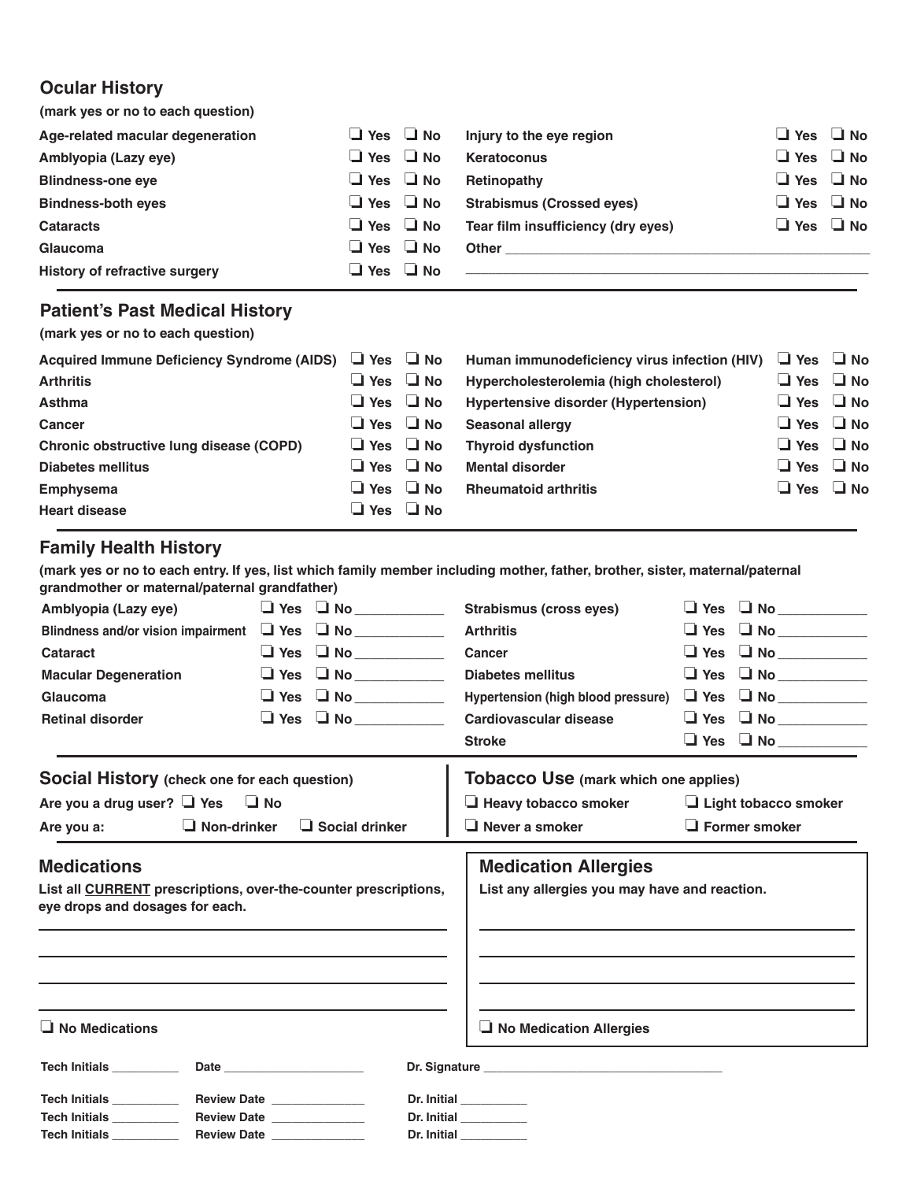## Ocular History

**(mark yes or no to each question)**

| | | | |
|---|---|---|---|
| **Age-related macular degeneration** | ❑ Yes ❑ No | **Injury to the eye region** | ❑ Yes ❑ No |
| **Amblyopia (Lazy eye)** | ❑ Yes ❑ No | **Keratoconus** | ❑ Yes ❑ No |
| **Blindness-one eye** | ❑ Yes ❑ No | **Retinopathy** | ❑ Yes ❑ No |
| **Bindness-both eyes** | ❑ Yes ❑ No | **Strabismus (Crossed eyes)** | ❑ Yes ❑ No |
| **Cataracts** | ❑ Yes ❑ No | **Tear film insufficiency (dry eyes)** | ❑ Yes ❑ No |
| **Glaucoma** | ❑ Yes ❑ No | **Other** ________________________________ | |
| **History of refractive surgery** | ❑ Yes ❑ No | ________________________________ | |

## Patient's Past Medical History

**(mark yes or no to each question)**

| | | | |
|---|---|---|---|
| **Acquired Immune Deficiency Syndrome (AIDS)** | ❑ Yes ❑ No | **Human immunodeficiency virus infection (HIV)** | ❑ Yes ❑ No |
| **Arthritis** | ❑ Yes ❑ No | **Hypercholesterolemia (high cholesterol)** | ❑ Yes ❑ No |
| **Asthma** | ❑ Yes ❑ No | **Hypertensive disorder (Hypertension)** | ❑ Yes ❑ No |
| **Cancer** | ❑ Yes ❑ No | **Seasonal allergy** | ❑ Yes ❑ No |
| **Chronic obstructive lung disease (COPD)** | ❑ Yes ❑ No | **Thyroid dysfunction** | ❑ Yes ❑ No |
| **Diabetes mellitus** | ❑ Yes ❑ No | **Mental disorder** | ❑ Yes ❑ No |
| **Emphysema** | ❑ Yes ❑ No | **Rheumatoid arthritis** | ❑ Yes ❑ No |
| **Heart disease** | ❑ Yes ❑ No | | |

## Family Health History

**(mark yes or no to each entry. If yes, list which family member including mother, father, brother, sister, maternal/paternal grandmother or maternal/paternal grandfather)**

| | | | |
|---|---|---|---|
| **Amblyopia (Lazy eye)** | ❑ Yes ❑ No ____________ | **Strabismus (cross eyes)** | ❑ Yes ❑ No ____________ |
| **Blindness and/or vision impairment** | ❑ Yes ❑ No ____________ | **Arthritis** | ❑ Yes ❑ No ____________ |
| **Cataract** | ❑ Yes ❑ No ____________ | **Cancer** | ❑ Yes ❑ No ____________ |
| **Macular Degeneration** | ❑ Yes ❑ No ____________ | **Diabetes mellitus** | ❑ Yes ❑ No ____________ |
| **Glaucoma** | ❑ Yes ❑ No ____________ | **Hypertension (high blood pressure)** | ❑ Yes ❑ No ____________ |
| **Retinal disorder** | ❑ Yes ❑ No ____________ | **Cardiovascular disease** | ❑ Yes ❑ No ____________ |
| | | **Stroke** | ❑ Yes ❑ No ____________ |

## Social History (check one for each question)

**Are you a drug user?** ❑ Yes ❑ No

**Are you a:** ❑ Non-drinker ❑ Social drinker

## Tobacco Use (mark which one applies)

❑ Heavy tobacco smoker ❑ Light tobacco smoker

❑ Never a smoker ❑ Former smoker

## Medications

**List all CURRENT prescriptions, over-the-counter prescriptions, eye drops and dosages for each.**

________________________________

________________________________

________________________________

________________________________

❑ **No Medications**

## Medication Allergies

**List any allergies you may have and reaction.**

________________________________

________________________________

________________________________

________________________________

❑ **No Medication Allergies**

**Tech Initials** __________ **Date** ____________________ **Dr. Signature** ________________________________

**Tech Initials** __________ **Review Date** ______________ **Dr. Initial** __________

**Tech Initials** __________ **Review Date** ______________ **Dr. Initial** __________

**Tech Initials** __________ **Review Date** ______________ **Dr. Initial** __________